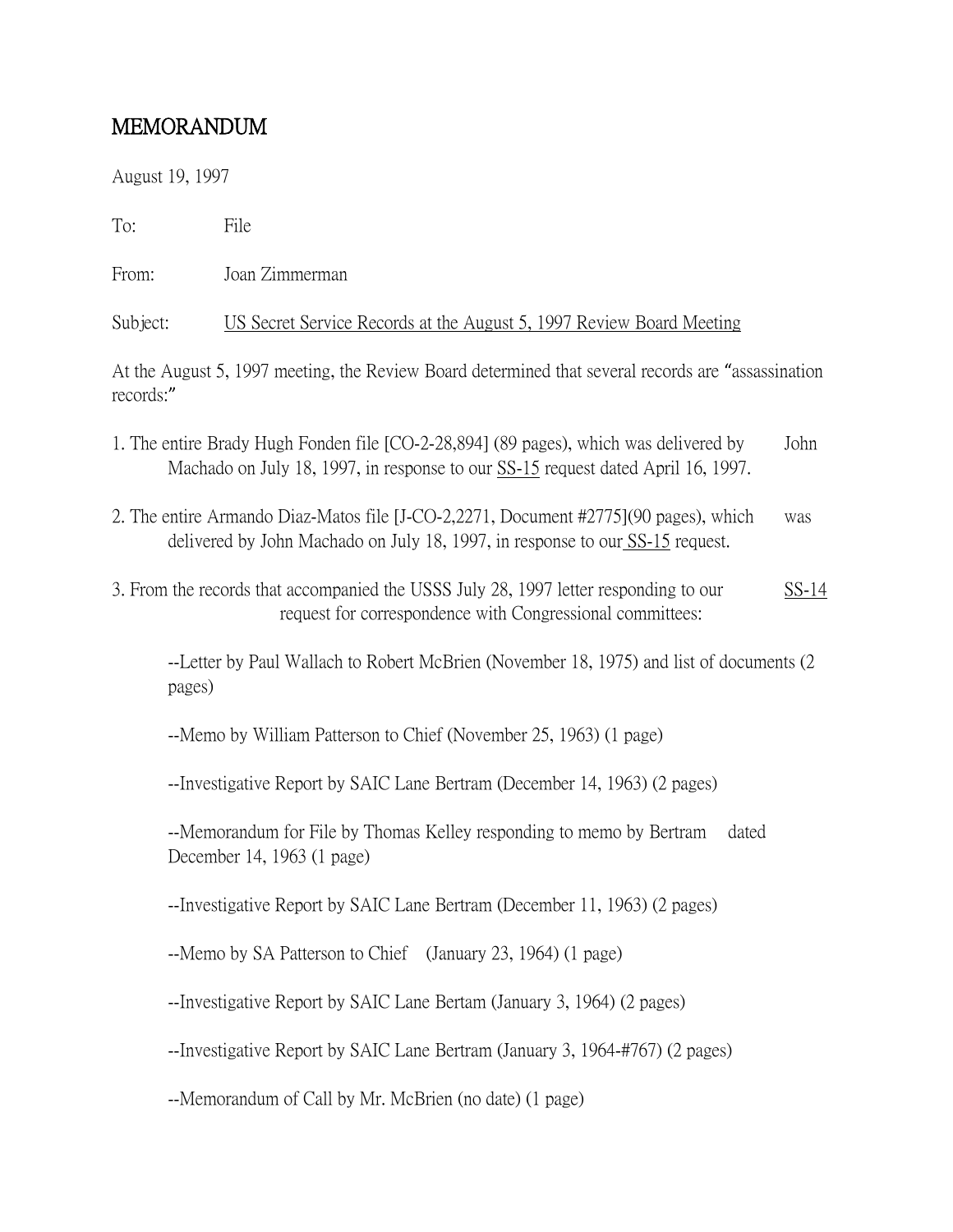# MEMORANDUM

August 19, 1997

To: File

From: Joan Zimmerman

Subject: <u>US Secret Service Records at the August 5, 1997 Review Board Meeting</u>

At the August 5, 1997 meeting, the Review Board determined that several records are "assassination records:"

1. The entire Brady Hugh Fonden file [CO-2-28,894] (89 pages), which was delivered by John Machado on July 18, 1997, in response to our <u>SS-15</u> request dated April 16, 1997.

2. The entire Armando Diaz-Matos file [J-CO-2,2271, Document #2775](90 pages), which was delivered by John Machado on July 18, 1997, in response to our <u>SS-15</u> request.

3. From the records that accompanied the USSS July 28, 1997 letter responding to our <u>SS-14</u> request for correspondence with Congressional committees:

   --Letter by Paul Wallach to Robert McBrien (November 18, 1975) and list of documents (2 pages)

   --Memo by William Patterson to Chief (November 25, 1963) (1 page)

   --Investigative Report by SAIC Lane Bertram (December 14, 1963) (2 pages)

   --Memorandum for File by Thomas Kelley responding to memo by Bertram dated December 14, 1963 (1 page)

   --Investigative Report by SAIC Lane Bertram (December 11, 1963) (2 pages)

   --Memo by SA Patterson to Chief (January 23, 1964) (1 page)

   --Investigative Report by SAIC Lane Bertam (January 3, 1964) (2 pages)

   --Investigative Report by SAIC Lane Bertram (January 3, 1964-#767) (2 pages)

   --Memorandum of Call by Mr. McBrien (no date) (1 page)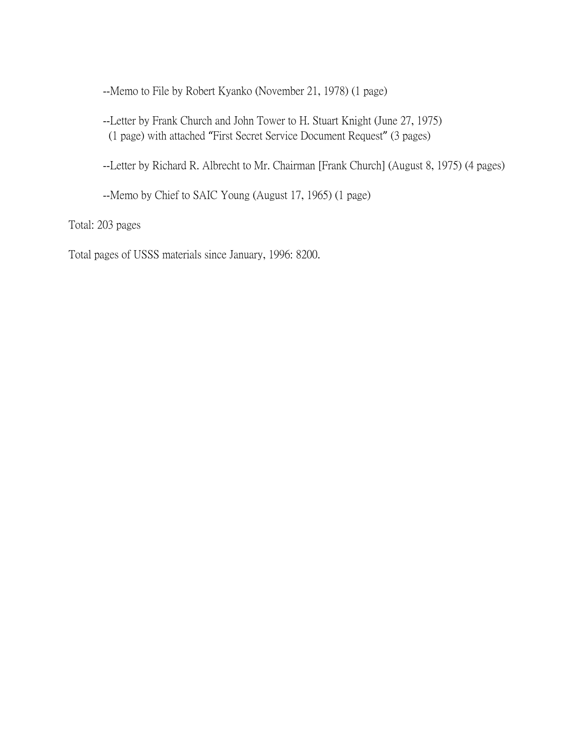--Memo to File by Robert Kyanko (November 21, 1978) (1 page)

--Letter by Frank Church and John Tower to H. Stuart Knight (June 27, 1975) (1 page) with attached "First Secret Service Document Request" (3 pages)

--Letter by Richard R. Albrecht to Mr. Chairman [Frank Church] (August 8, 1975) (4 pages)

--Memo by Chief to SAIC Young (August 17, 1965) (1 page)

Total: 203 pages

Total pages of USSS materials since January, 1996: 8200.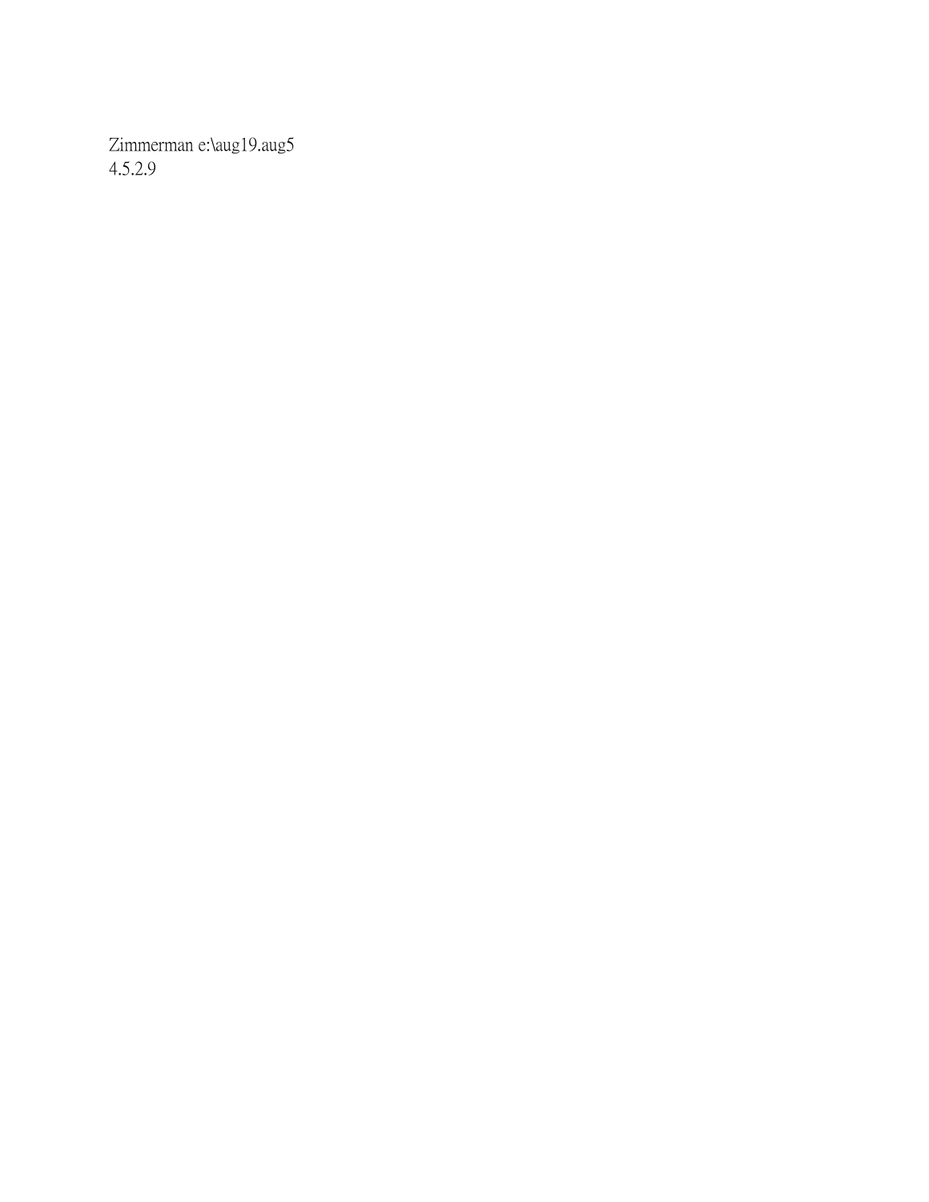Zimmerman e:\aug19.aug5
4.5.2.9